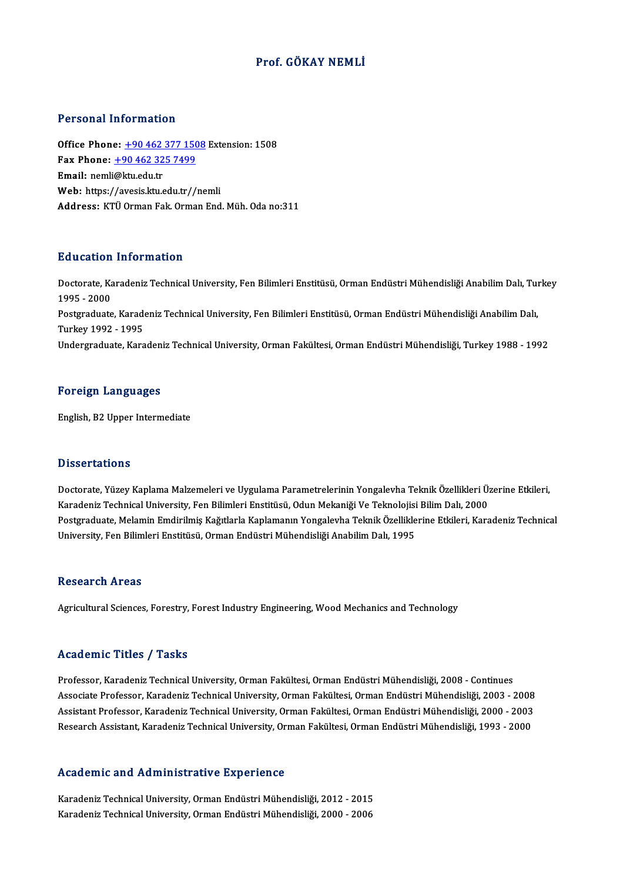# Prof. GÖKAY NEMLİ

## Personal Information

**Office Phone:** +90 462 377 1508 Extension: 1508
**Fax Phone:** +90 462 325 7499
**Email:** nemli@ktu.edu.tr
**Web:** https://avesis.ktu.edu.tr//nemli
**Address:** KTÜ Orman Fak. Orman End. Müh. Oda no:311

## Education Information

Doctorate, Karadeniz Technical University, Fen Bilimleri Enstitüsü, Orman Endüstri Mühendisliği Anabilim Dalı, Turkey 1995 - 2000
Postgraduate, Karadeniz Technical University, Fen Bilimleri Enstitüsü, Orman Endüstri Mühendisliği Anabilim Dalı, Turkey 1992 - 1995
Undergraduate, Karadeniz Technical University, Orman Fakültesi, Orman Endüstri Mühendisliği, Turkey 1988 - 1992

## Foreign Languages

English, B2 Upper Intermediate

## Dissertations

Doctorate, Yüzey Kaplama Malzemeleri ve Uygulama Parametrelerinin Yongalevha Teknik Özellikleri Üzerine Etkileri, Karadeniz Technical University, Fen Bilimleri Enstitüsü, Odun Mekaniği Ve Teknolojisi Bilim Dalı, 2000
Postgraduate, Melamin Emdirilmiş Kağıtlarla Kaplamanın Yongalevha Teknik Özelliklerine Etkileri, Karadeniz Technical University, Fen Bilimleri Enstitüsü, Orman Endüstri Mühendisliği Anabilim Dalı, 1995

## Research Areas

Agricultural Sciences, Forestry, Forest Industry Engineering, Wood Mechanics and Technology

## Academic Titles / Tasks

Professor, Karadeniz Technical University, Orman Fakültesi, Orman Endüstri Mühendisliği, 2008 - Continues
Associate Professor, Karadeniz Technical University, Orman Fakültesi, Orman Endüstri Mühendisliği, 2003 - 2008
Assistant Professor, Karadeniz Technical University, Orman Fakültesi, Orman Endüstri Mühendisliği, 2000 - 2003
Research Assistant, Karadeniz Technical University, Orman Fakültesi, Orman Endüstri Mühendisliği, 1993 - 2000

## Academic and Administrative Experience

Karadeniz Technical University, Orman Endüstri Mühendisliği, 2012 - 2015
Karadeniz Technical University, Orman Endüstri Mühendisliği, 2000 - 2006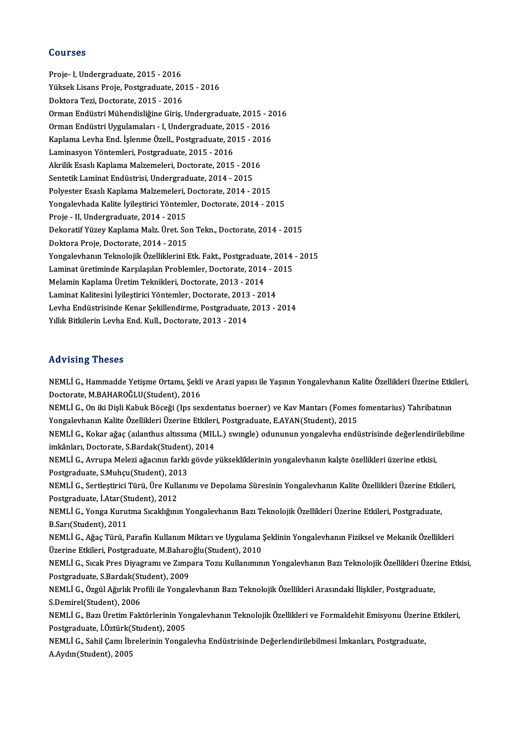## Courses

Proje- I, Undergraduate, 2015 - 2016
Yüksek Lisans Proje, Postgraduate, 2015 - 2016
Doktora Tezi, Doctorate, 2015 - 2016
Orman Endüstri Mühendisliğine Giriş, Undergraduate, 2015 - 2016
Orman Endüstri Uygulamaları - I, Undergraduate, 2015 - 2016
Kaplama Levha End. İşlenme Özell., Postgraduate, 2015 - 2016
Laminasyon Yöntemleri, Postgraduate, 2015 - 2016
Akrilik Esaslı Kaplama Malzemeleri, Doctorate, 2015 - 2016
Sentetik Laminat Endüstrisi, Undergraduate, 2014 - 2015
Polyester Esaslı Kaplama Malzemeleri, Doctorate, 2014 - 2015
Yongalevhada Kalite İyileştirici Yöntemler, Doctorate, 2014 - 2015
Proje - II, Undergraduate, 2014 - 2015
Dekoratif Yüzey Kaplama Malz. Üret. Son Tekn., Doctorate, 2014 - 2015
Doktora Proje, Doctorate, 2014 - 2015
Yongalevhanın Teknolojik Özelliklerini Etk. Fakt., Postgraduate, 2014 - 2015
Laminat üretiminde Karşılaşılan Problemler, Doctorate, 2014 - 2015
Melamin Kaplama Üretim Teknikleri, Doctorate, 2013 - 2014
Laminat Kalitesini İyileştirici Yöntemler, Doctorate, 2013 - 2014
Levha Endüstrisinde Kenar Şekillendirme, Postgraduate, 2013 - 2014
Yıllık Bitkilerin Levha End. Kull., Doctorate, 2013 - 2014

## Advising Theses

NEMLİ G., Hammadde Yetişme Ortamı, Şekli ve Arazi yapısı ile Yaşının Yongalevhanın Kalite Özellikleri Üzerine Etkileri, Doctorate, M.BAHAROĞLU(Student), 2016
NEMLİ G., On iki Dişli Kabuk Böceği (Ips sexdentatus boerner) ve Kav Mantarı (Fomes fomentarius) Tahribatının Yongalevhanın Kalite Özellikleri Üzerine Etkileri, Postgraduate, E.AYAN(Student), 2015
NEMLİ G., Kokar ağaç (aılanthus altıssıma (MILL.) swıngle) odununun yongalevha endüstrisinde değerlendirilebilme imkânları, Doctorate, S.Bardak(Student), 2014
NEMLİ G., Avrupa Melezi ağacının farklı gövde yüksekliklerinin yongalevhanın kalşte özellikleri üzerine etkisi, Postgraduate, S.Muhçu(Student), 2013
NEMLİ G., Sertleştirici Türü, Üre Kullanımı ve Depolama Süresinin Yongalevhanın Kalite Özellikleri Üzerine Etkileri, Postgraduate, İ.Atar(Student), 2012
NEMLİ G., Yonga Kurutma Sıcaklığının Yongalevhanın Bazı Teknolojik Özellikleri Üzerine Etkileri, Postgraduate, B.Sarı(Student), 2011
NEMLİ G., Ağaç Türü, Parafin Kullanım Miktarı ve Uygulama Şeklinin Yongalevhanın Fiziksel ve Mekanik Özellikleri Üzerine Etkileri, Postgraduate, M.Baharoğlu(Student), 2010
NEMLİ G., Sıcak Pres Diyagramı ve Zımpara Tozu Kullanımının Yongalevhanın Bazı Teknolojik Özellikleri Üzerine Etkisi, Postgraduate, S.Bardak(Student), 2009
NEMLİ G., Özgül Ağırlık Profili ile Yongalevhanın Bazı Teknolojik Özellikleri Arasındaki İlişkiler, Postgraduate, S.Demirel(Student), 2006
NEMLİ G., Bazı Üretim Faktörlerinin Yongalevhanın Teknolojik Özellikleri ve Formaldehit Emisyonu Üzerine Etkileri, Postgraduate, İ.Öztürk(Student), 2005
NEMLİ G., Sahil Çamı İbrelerinin Yongalevha Endüstrisinde Değerlendirilebilmesi İmkanları, Postgraduate, A.Aydın(Student), 2005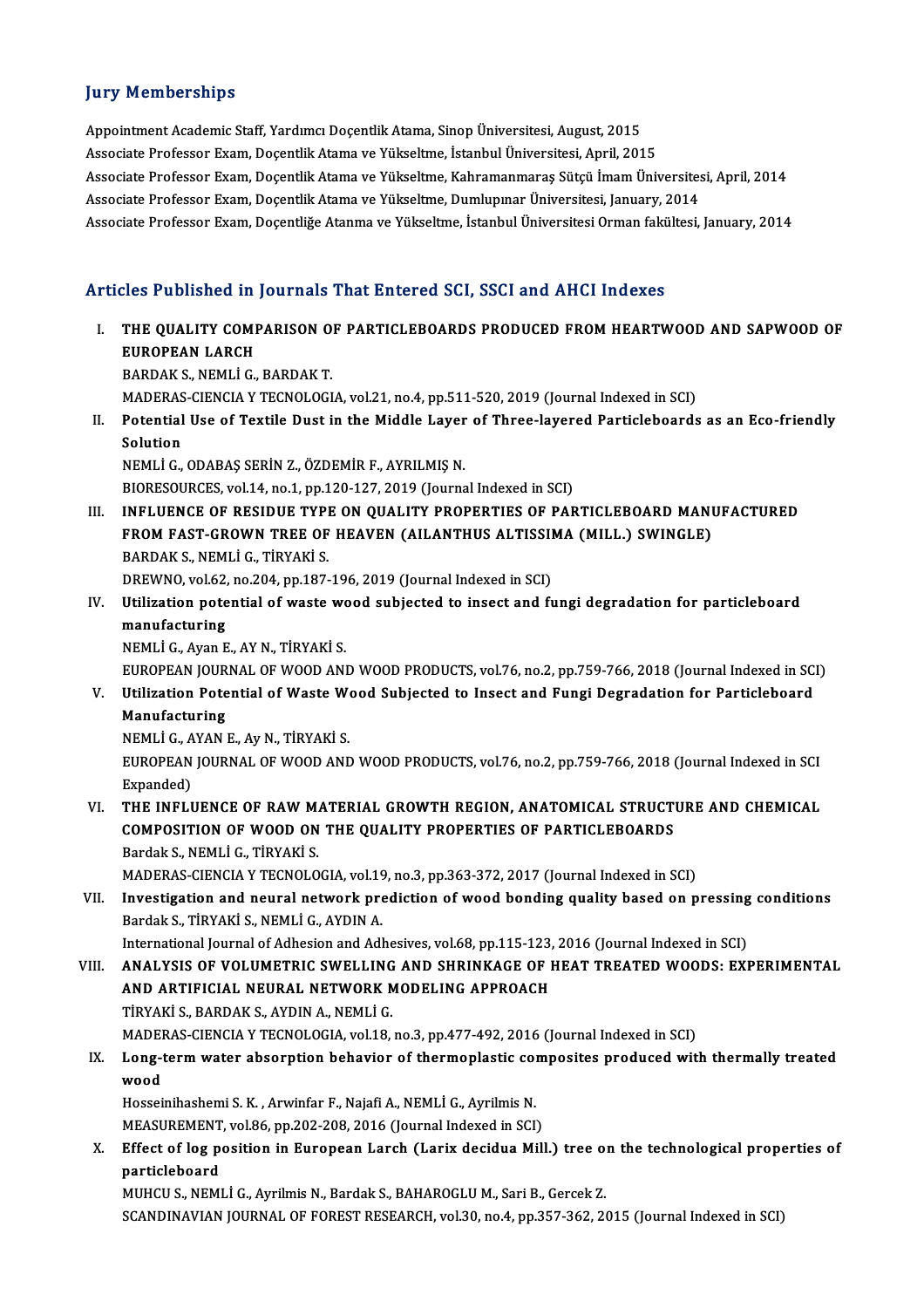## Jury Memberships

Appointment Academic Staff, Yardımcı Doçentlik Atama, Sinop Üniversitesi, August, 2015
Associate Professor Exam, Doçentlik Atama ve Yükseltme, İstanbul Üniversitesi, April, 2015
Associate Professor Exam, Doçentlik Atama ve Yükseltme, Kahramanmaraş Sütçü İmam Üniversitesi, April, 2014
Associate Professor Exam, Doçentlik Atama ve Yükseltme, Dumlupınar Üniversitesi, January, 2014
Associate Professor Exam, Doçentliğe Atanma ve Yükseltme, İstanbul Üniversitesi Orman fakültesi, January, 2014

## Articles Published in Journals That Entered SCI, SSCI and AHCI Indexes

I. **THE QUALITY COMPARISON OF PARTICLEBOARDS PRODUCED FROM HEARTWOOD AND SAPWOOD OF EUROPEAN LARCH**
BARDAK S., NEMLİ G., BARDAK T.
MADERAS-CIENCIA Y TECNOLOGIA, vol.21, no.4, pp.511-520, 2019 (Journal Indexed in SCI)

II. **Potential Use of Textile Dust in the Middle Layer of Three-layered Particleboards as an Eco-friendly Solution**
NEMLİ G., ODABAŞ SERİN Z., ÖZDEMİR F., AYRILMIŞ N.
BIORESOURCES, vol.14, no.1, pp.120-127, 2019 (Journal Indexed in SCI)

III. **INFLUENCE OF RESIDUE TYPE ON QUALITY PROPERTIES OF PARTICLEBOARD MANUFACTURED FROM FAST-GROWN TREE OF HEAVEN (AILANTHUS ALTISSIMA (MILL.) SWINGLE)**
BARDAK S., NEMLİ G., TİRYAKİ S.
DREWNO, vol.62, no.204, pp.187-196, 2019 (Journal Indexed in SCI)

IV. **Utilization potential of waste wood subjected to insect and fungi degradation for particleboard manufacturing**
NEMLİ G., Ayan E., AY N., TİRYAKİ S.
EUROPEAN JOURNAL OF WOOD AND WOOD PRODUCTS, vol.76, no.2, pp.759-766, 2018 (Journal Indexed in SCI)

V. **Utilization Potential of Waste Wood Subjected to Insect and Fungi Degradation for Particleboard Manufacturing**
NEMLİ G., AYAN E., Ay N., TİRYAKİ S.
EUROPEAN JOURNAL OF WOOD AND WOOD PRODUCTS, vol.76, no.2, pp.759-766, 2018 (Journal Indexed in SCI Expanded)

VI. **THE INFLUENCE OF RAW MATERIAL GROWTH REGION, ANATOMICAL STRUCTURE AND CHEMICAL COMPOSITION OF WOOD ON THE QUALITY PROPERTIES OF PARTICLEBOARDS**
Bardak S., NEMLİ G., TİRYAKİ S.
MADERAS-CIENCIA Y TECNOLOGIA, vol.19, no.3, pp.363-372, 2017 (Journal Indexed in SCI)

VII. **Investigation and neural network prediction of wood bonding quality based on pressing conditions**
Bardak S., TİRYAKİ S., NEMLİ G., AYDIN A.
International Journal of Adhesion and Adhesives, vol.68, pp.115-123, 2016 (Journal Indexed in SCI)

VIII. **ANALYSIS OF VOLUMETRIC SWELLING AND SHRINKAGE OF HEAT TREATED WOODS: EXPERIMENTAL AND ARTIFICIAL NEURAL NETWORK MODELING APPROACH**
TİRYAKİ S., BARDAK S., AYDIN A., NEMLİ G.
MADERAS-CIENCIA Y TECNOLOGIA, vol.18, no.3, pp.477-492, 2016 (Journal Indexed in SCI)

IX. **Long-term water absorption behavior of thermoplastic composites produced with thermally treated wood**
Hosseinihashemi S. K. , Arwinfar F., Najafi A., NEMLİ G., Ayrilmis N.
MEASUREMENT, vol.86, pp.202-208, 2016 (Journal Indexed in SCI)

X. **Effect of log position in European Larch (Larix decidua Mill.) tree on the technological properties of particleboard**
MUHCU S., NEMLİ G., Ayrilmis N., Bardak S., BAHAROGLU M., Sari B., Gercek Z.
SCANDINAVIAN JOURNAL OF FOREST RESEARCH, vol.30, no.4, pp.357-362, 2015 (Journal Indexed in SCI)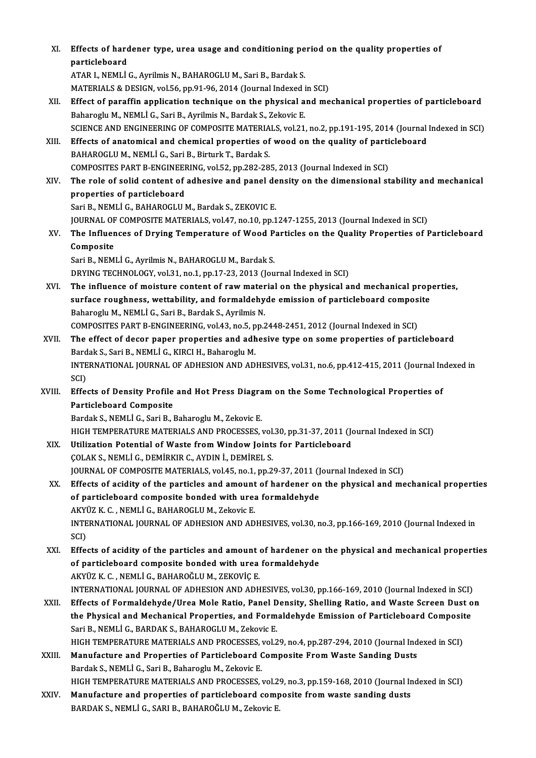XI. **Effects of hardener type, urea usage and conditioning period on the quality properties of particleboard**
ATAR I., NEMLİ G., Ayrilmis N., BAHAROGLU M., Sari B., Bardak S.
MATERIALS & DESIGN, vol.56, pp.91-96, 2014 (Journal Indexed in SCI)

XII. **Effect of paraffin application technique on the physical and mechanical properties of particleboard**
Baharoglu M., NEMLİ G., Sari B., Ayrilmis N., Bardak S., Zekovic E.
SCIENCE AND ENGINEERING OF COMPOSITE MATERIALS, vol.21, no.2, pp.191-195, 2014 (Journal Indexed in SCI)

XIII. **Effects of anatomical and chemical properties of wood on the quality of particleboard**
BAHAROGLU M., NEMLİ G., Sari B., Birturk T., Bardak S.
COMPOSITES PART B-ENGINEERING, vol.52, pp.282-285, 2013 (Journal Indexed in SCI)

XIV. **The role of solid content of adhesive and panel density on the dimensional stability and mechanical properties of particleboard**
Sari B., NEMLİ G., BAHAROGLU M., Bardak S., ZEKOVIC E.
JOURNAL OF COMPOSITE MATERIALS, vol.47, no.10, pp.1247-1255, 2013 (Journal Indexed in SCI)

XV. **The Influences of Drying Temperature of Wood Particles on the Quality Properties of Particleboard Composite**
Sari B., NEMLİ G., Ayrilmis N., BAHAROGLU M., Bardak S.
DRYING TECHNOLOGY, vol.31, no.1, pp.17-23, 2013 (Journal Indexed in SCI)

XVI. **The influence of moisture content of raw material on the physical and mechanical properties, surface roughness, wettability, and formaldehyde emission of particleboard composite**
Baharoglu M., NEMLİ G., Sari B., Bardak S., Ayrilmis N.
COMPOSITES PART B-ENGINEERING, vol.43, no.5, pp.2448-2451, 2012 (Journal Indexed in SCI)

XVII. **The effect of decor paper properties and adhesive type on some properties of particleboard**
Bardak S., Sari B., NEMLİ G., KIRCI H., Baharoglu M.
INTERNATIONAL JOURNAL OF ADHESION AND ADHESIVES, vol.31, no.6, pp.412-415, 2011 (Journal Indexed in SCI)

XVIII. **Effects of Density Profile and Hot Press Diagram on the Some Technological Properties of Particleboard Composite**
Bardak S., NEMLİ G., Sari B., Baharoglu M., Zekovic E.
HIGH TEMPERATURE MATERIALS AND PROCESSES, vol.30, pp.31-37, 2011 (Journal Indexed in SCI)

XIX. **Utilization Potential of Waste from Window Joints for Particleboard**
ÇOLAK S., NEMLİ G., DEMİRKIR C., AYDIN İ., DEMİREL S.
JOURNAL OF COMPOSITE MATERIALS, vol.45, no.1, pp.29-37, 2011 (Journal Indexed in SCI)

XX. **Effects of acidity of the particles and amount of hardener on the physical and mechanical properties of particleboard composite bonded with urea formaldehyde**
AKYÜZ K. C. , NEMLİ G., BAHAROGLU M., Zekovic E.
INTERNATIONAL JOURNAL OF ADHESION AND ADHESIVES, vol.30, no.3, pp.166-169, 2010 (Journal Indexed in SCI)

XXI. **Effects of acidity of the particles and amount of hardener on the physical and mechanical properties of particleboard composite bonded with urea formaldehyde**
AKYÜZ K. C. , NEMLİ G., BAHAROĞLU M., ZEKOVİÇ E.
INTERNATIONAL JOURNAL OF ADHESION AND ADHESIVES, vol.30, pp.166-169, 2010 (Journal Indexed in SCI)

XXII. **Effects of Formaldehyde/Urea Mole Ratio, Panel Density, Shelling Ratio, and Waste Screen Dust on the Physical and Mechanical Properties, and Formaldehyde Emission of Particleboard Composite**
Sari B., NEMLİ G., BARDAK S., BAHAROGLU M., Zekovic E.
HIGH TEMPERATURE MATERIALS AND PROCESSES, vol.29, no.4, pp.287-294, 2010 (Journal Indexed in SCI)

XXIII. **Manufacture and Properties of Particleboard Composite From Waste Sanding Dusts**
Bardak S., NEMLİ G., Sari B., Baharoglu M., Zekovic E.
HIGH TEMPERATURE MATERIALS AND PROCESSES, vol.29, no.3, pp.159-168, 2010 (Journal Indexed in SCI)

XXIV. **Manufacture and properties of particleboard composite from waste sanding dusts**
BARDAK S., NEMLİ G., SARI B., BAHAROĞLU M., Zekovic E.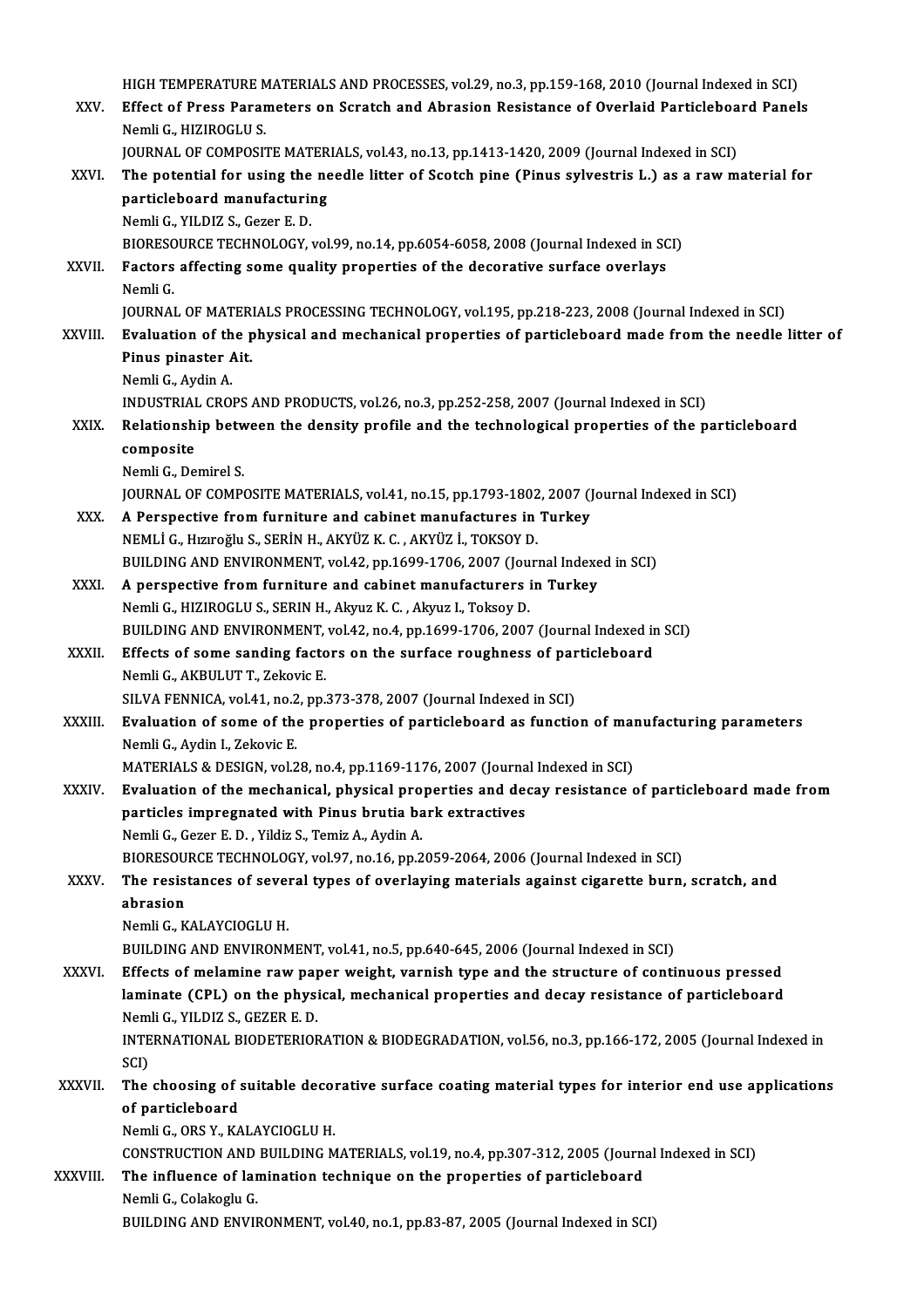HIGH TEMPERATURE MATERIALS AND PROCESSES, vol.29, no.3, pp.159-168, 2010 (Journal Indexed in SCI)

XXV. **Effect of Press Parameters on Scratch and Abrasion Resistance of Overlaid Particleboard Panels**
Nemli G., HIZIROGLU S.
JOURNAL OF COMPOSITE MATERIALS, vol.43, no.13, pp.1413-1420, 2009 (Journal Indexed in SCI)

XXVI. **The potential for using the needle litter of Scotch pine (Pinus sylvestris L.) as a raw material for particleboard manufacturing**
Nemli G., YILDIZ S., Gezer E. D.
BIORESOURCE TECHNOLOGY, vol.99, no.14, pp.6054-6058, 2008 (Journal Indexed in SCI)

XXVII. **Factors affecting some quality properties of the decorative surface overlays**
Nemli G.
JOURNAL OF MATERIALS PROCESSING TECHNOLOGY, vol.195, pp.218-223, 2008 (Journal Indexed in SCI)

XXVIII. **Evaluation of the physical and mechanical properties of particleboard made from the needle litter of Pinus pinaster Ait.**
Nemli G., Aydin A.
INDUSTRIAL CROPS AND PRODUCTS, vol.26, no.3, pp.252-258, 2007 (Journal Indexed in SCI)

XXIX. **Relationship between the density profile and the technological properties of the particleboard composite**
Nemli G., Demirel S.
JOURNAL OF COMPOSITE MATERIALS, vol.41, no.15, pp.1793-1802, 2007 (Journal Indexed in SCI)

XXX. **A Perspective from furniture and cabinet manufactures in Turkey**
NEMLİ G., Hızıroğlu S., SERİN H., AKYÜZ K. C. , AKYÜZ İ., TOKSOY D.
BUILDING AND ENVIRONMENT, vol.42, pp.1699-1706, 2007 (Journal Indexed in SCI)

XXXI. **A perspective from furniture and cabinet manufacturers in Turkey**
Nemli G., HIZIROGLU S., SERIN H., Akyuz K. C. , Akyuz I., Toksoy D.
BUILDING AND ENVIRONMENT, vol.42, no.4, pp.1699-1706, 2007 (Journal Indexed in SCI)

XXXII. **Effects of some sanding factors on the surface roughness of particleboard**
Nemli G., AKBULUT T., Zekovic E.
SILVA FENNICA, vol.41, no.2, pp.373-378, 2007 (Journal Indexed in SCI)

XXXIII. **Evaluation of some of the properties of particleboard as function of manufacturing parameters**
Nemli G., Aydin I., Zekovic E.
MATERIALS & DESIGN, vol.28, no.4, pp.1169-1176, 2007 (Journal Indexed in SCI)

XXXIV. **Evaluation of the mechanical, physical properties and decay resistance of particleboard made from particles impregnated with Pinus brutia bark extractives**
Nemli G., Gezer E. D. , Yildiz S., Temiz A., Aydin A.
BIORESOURCE TECHNOLOGY, vol.97, no.16, pp.2059-2064, 2006 (Journal Indexed in SCI)

XXXV. **The resistances of several types of overlaying materials against cigarette burn, scratch, and abrasion**
Nemli G., KALAYCIOGLU H.
BUILDING AND ENVIRONMENT, vol.41, no.5, pp.640-645, 2006 (Journal Indexed in SCI)

XXXVI. **Effects of melamine raw paper weight, varnish type and the structure of continuous pressed laminate (CPL) on the physical, mechanical properties and decay resistance of particleboard**
Nemli G., YILDIZ S., GEZER E. D.
INTERNATIONAL BIODETERIORATION & BIODEGRADATION, vol.56, no.3, pp.166-172, 2005 (Journal Indexed in SCI)

XXXVII. **The choosing of suitable decorative surface coating material types for interior end use applications of particleboard**
Nemli G., ORS Y., KALAYCIOGLU H.
CONSTRUCTION AND BUILDING MATERIALS, vol.19, no.4, pp.307-312, 2005 (Journal Indexed in SCI)

XXXVIII. **The influence of lamination technique on the properties of particleboard**
Nemli G., Colakoglu G.
BUILDING AND ENVIRONMENT, vol.40, no.1, pp.83-87, 2005 (Journal Indexed in SCI)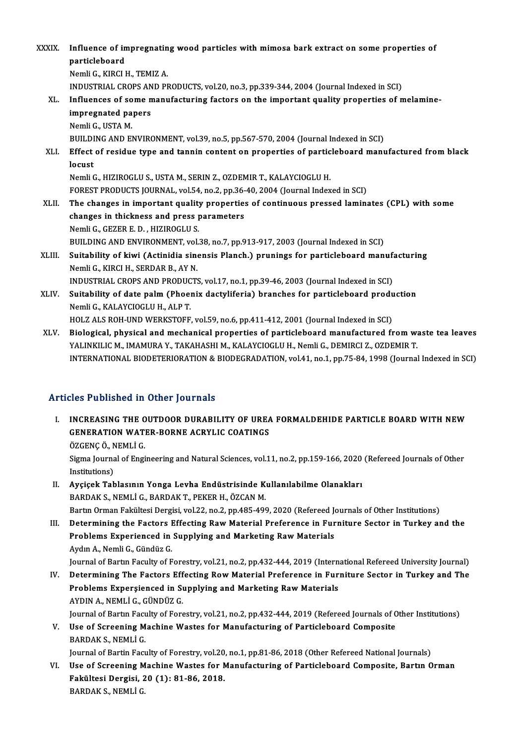XXXIX. **Influence of impregnating wood particles with mimosa bark extract on some properties of particleboard**
Nemli G., KIRCI H., TEMIZ A.
INDUSTRIAL CROPS AND PRODUCTS, vol.20, no.3, pp.339-344, 2004 (Journal Indexed in SCI)

XL. **Influences of some manufacturing factors on the important quality properties of melamine-impregnated papers**
Nemli G., USTA M.
BUILDING AND ENVIRONMENT, vol.39, no.5, pp.567-570, 2004 (Journal Indexed in SCI)

XLI. **Effect of residue type and tannin content on properties of particleboard manufactured from black locust**
Nemli G., HIZIROGLU S., USTA M., SERIN Z., OZDEMIR T., KALAYCIOGLU H.
FOREST PRODUCTS JOURNAL, vol.54, no.2, pp.36-40, 2004 (Journal Indexed in SCI)

XLII. **The changes in important quality properties of continuous pressed laminates (CPL) with some changes in thickness and press parameters**
Nemli G., GEZER E. D. , HIZIROGLU S.
BUILDING AND ENVIRONMENT, vol.38, no.7, pp.913-917, 2003 (Journal Indexed in SCI)

XLIII. **Suitability of kiwi (Actinidia sinensis Planch.) prunings for particleboard manufacturing**
Nemli G., KIRCI H., SERDAR B., AY N.
INDUSTRIAL CROPS AND PRODUCTS, vol.17, no.1, pp.39-46, 2003 (Journal Indexed in SCI)

XLIV. **Suitability of date palm (Phoenix dactyliferia) branches for particleboard production**
Nemli G., KALAYCIOGLU H., ALP T.
HOLZ ALS ROH-UND WERKSTOFF, vol.59, no.6, pp.411-412, 2001 (Journal Indexed in SCI)

XLV. **Biological, physical and mechanical properties of particleboard manufactured from waste tea leaves**
YALINKILIC M., IMAMURA Y., TAKAHASHI M., KALAYCIOGLU H., Nemli G., DEMIRCI Z., OZDEMIR T.
INTERNATIONAL BIODETERIORATION & BIODEGRADATION, vol.41, no.1, pp.75-84, 1998 (Journal Indexed in SCI)

## Articles Published in Other Journals

I. **INCREASING THE OUTDOOR DURABILITY OF UREA FORMALDEHIDE PARTICLE BOARD WITH NEW GENERATION WATER-BORNE ACRYLIC COATINGS**
ÖZGENÇ Ö., NEMLİ G.
Sigma Journal of Engineering and Natural Sciences, vol.11, no.2, pp.159-166, 2020 (Refereed Journals of Other Institutions)

II. **Ayçiçek Tablasının Yonga Levha Endüstrisinde Kullanılabilme Olanakları**
BARDAK S., NEMLİ G., BARDAK T., PEKER H., ÖZCAN M.
Bartın Orman Fakültesi Dergisi, vol.22, no.2, pp.485-499, 2020 (Refereed Journals of Other Institutions)

III. **Determining the Factors Effecting Raw Material Preference in Furniture Sector in Turkey and the Problems Experienced in Supplying and Marketing Raw Materials**
Aydın A., Nemli G., Gündüz G.
Journal of Bartın Faculty of Forestry, vol.21, no.2, pp.432-444, 2019 (International Refereed University Journal)

IV. **Determining The Factors Effecting Row Material Preference in Furniture Sector in Turkey and The Problems Experşienced in Supplying and Marketing Raw Materials**
AYDIN A., NEMLİ G., GÜNDÜZ G.
Journal of Bartın Faculty of Forestry, vol.21, no.2, pp.432-444, 2019 (Refereed Journals of Other Institutions)

V. **Use of Screening Machine Wastes for Manufacturing of Particleboard Composite**
BARDAK S., NEMLİ G.
Journal of Bartin Faculty of Forestry, vol.20, no.1, pp.81-86, 2018 (Other Refereed National Journals)

VI. **Use of Screening Machine Wastes for Manufacturing of Particleboard Composite, Bartın Orman Fakültesi Dergisi, 20 (1): 81-86, 2018.**
BARDAK S., NEMLİ G.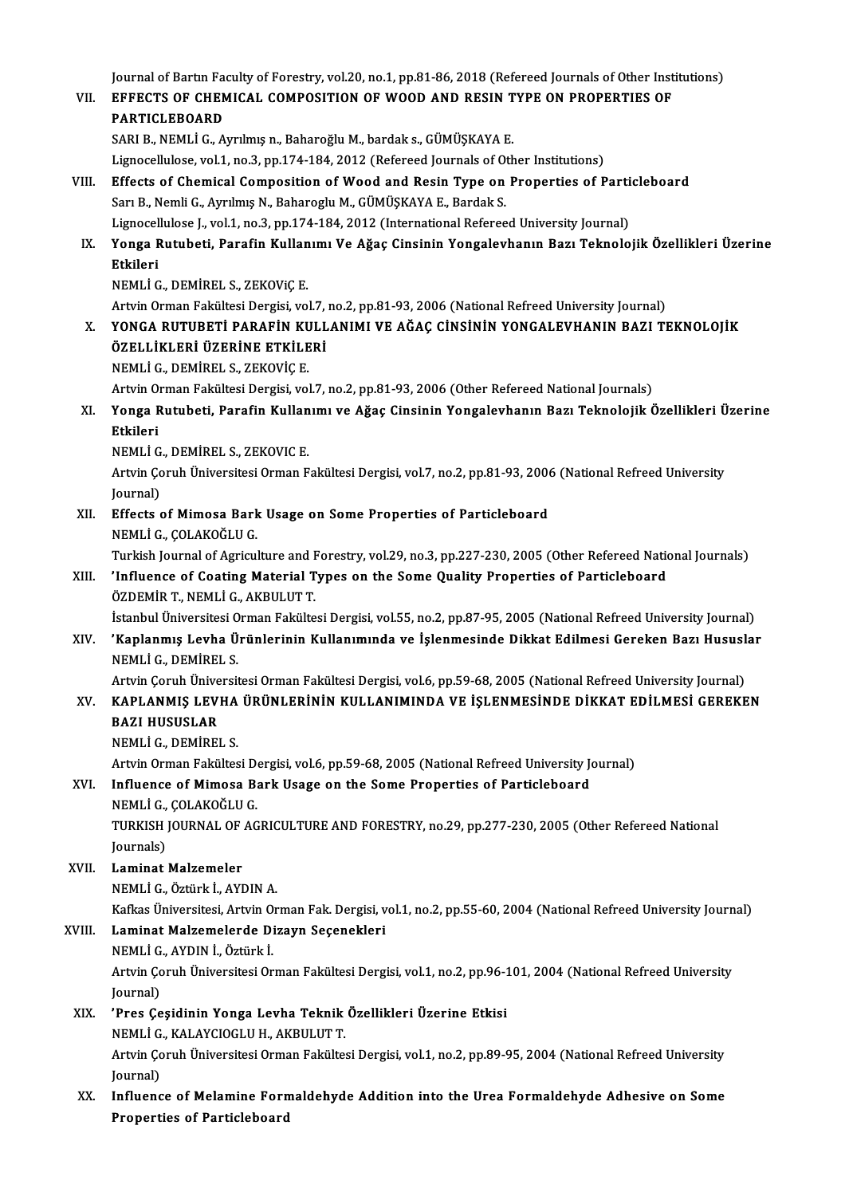Journal of Bartın Faculty of Forestry, vol.20, no.1, pp.81-86, 2018 (Refereed Journals of Other Institutions)

VII. **EFFECTS OF CHEMICAL COMPOSITION OF WOOD AND RESIN TYPE ON PROPERTIES OF PARTICLEBOARD**
SARI B., NEMLİ G., Ayrılmış n., Baharoğlu M., bardak s., GÜMÜŞKAYA E.
Lignocellulose, vol.1, no.3, pp.174-184, 2012 (Refereed Journals of Other Institutions)

VIII. **Effects of Chemical Composition of Wood and Resin Type on Properties of Particleboard**
Sarı B., Nemli G., Ayrılmış N., Baharoglu M., GÜMÜŞKAYA E., Bardak S.
Lignocellulose J., vol.1, no.3, pp.174-184, 2012 (International Refereed University Journal)

IX. **Yonga Rutubeti, Parafin Kullanımı Ve Ağaç Cinsinin Yongalevhanın Bazı Teknolojik Özellikleri Üzerine Etkileri**
NEMLİ G., DEMİREL S., ZEKOViÇ E.
Artvin Orman Fakültesi Dergisi, vol.7, no.2, pp.81-93, 2006 (National Refreed University Journal)

X. **YONGA RUTUBETİ PARAFİN KULLANIMI VE AĞAÇ CİNSİNİN YONGALEVHANIN BAZI TEKNOLOJİK ÖZELLİKLERİ ÜZERİNE ETKİLERİ**
NEMLİ G., DEMİREL S., ZEKOVİÇ E.
Artvin Orman Fakültesi Dergisi, vol.7, no.2, pp.81-93, 2006 (Other Refereed National Journals)

XI. **Yonga Rutubeti, Parafin Kullanımı ve Ağaç Cinsinin Yongalevhanın Bazı Teknolojik Özellikleri Üzerine Etkileri**
NEMLİ G., DEMİREL S., ZEKOVIC E.
Artvin Çoruh Üniversitesi Orman Fakültesi Dergisi, vol.7, no.2, pp.81-93, 2006 (National Refreed University Journal)

XII. **Effects of Mimosa Bark Usage on Some Properties of Particleboard**
NEMLİ G., ÇOLAKOĞLU G.
Turkish Journal of Agriculture and Forestry, vol.29, no.3, pp.227-230, 2005 (Other Refereed National Journals)

XIII. **'Influence of Coating Material Types on the Some Quality Properties of Particleboard**
ÖZDEMİR T., NEMLİ G., AKBULUT T.
İstanbul Üniversitesi Orman Fakültesi Dergisi, vol.55, no.2, pp.87-95, 2005 (National Refreed University Journal)

XIV. **'Kaplanmış Levha Ürünlerinin Kullanımında ve İşlenmesinde Dikkat Edilmesi Gereken Bazı Hususlar**
NEMLİ G., DEMİREL S.
Artvin Çoruh Üniversitesi Orman Fakültesi Dergisi, vol.6, pp.59-68, 2005 (National Refreed University Journal)

XV. **KAPLANMIŞ LEVHA ÜRÜNLERİNİN KULLANIMINDA VE İŞLENMESİNDE DİKKAT EDİLMESİ GEREKEN BAZI HUSUSLAR**
NEMLİ G., DEMİREL S.
Artvin Orman Fakültesi Dergisi, vol.6, pp.59-68, 2005 (National Refreed University Journal)

XVI. **Influence of Mimosa Bark Usage on the Some Properties of Particleboard**
NEMLİ G., ÇOLAKOĞLU G.
TURKISH JOURNAL OF AGRICULTURE AND FORESTRY, no.29, pp.277-230, 2005 (Other Refereed National Journals)

XVII. **Laminat Malzemeler**
NEMLİ G., Öztürk İ., AYDIN A.
Kafkas Üniversitesi, Artvin Orman Fak. Dergisi, vol.1, no.2, pp.55-60, 2004 (National Refreed University Journal)

XVIII. **Laminat Malzemelerde Dizayn Seçenekleri**
NEMLİ G., AYDIN İ., Öztürk İ.
Artvin Çoruh Üniversitesi Orman Fakültesi Dergisi, vol.1, no.2, pp.96-101, 2004 (National Refreed University Journal)

XIX. **'Pres Çeşidinin Yonga Levha Teknik Özellikleri Üzerine Etkisi**
NEMLİ G., KALAYCIOGLU H., AKBULUT T.
Artvin Çoruh Üniversitesi Orman Fakültesi Dergisi, vol.1, no.2, pp.89-95, 2004 (National Refreed University Journal)

XX. **Influence of Melamine Formaldehyde Addition into the Urea Formaldehyde Adhesive on Some Properties of Particleboard**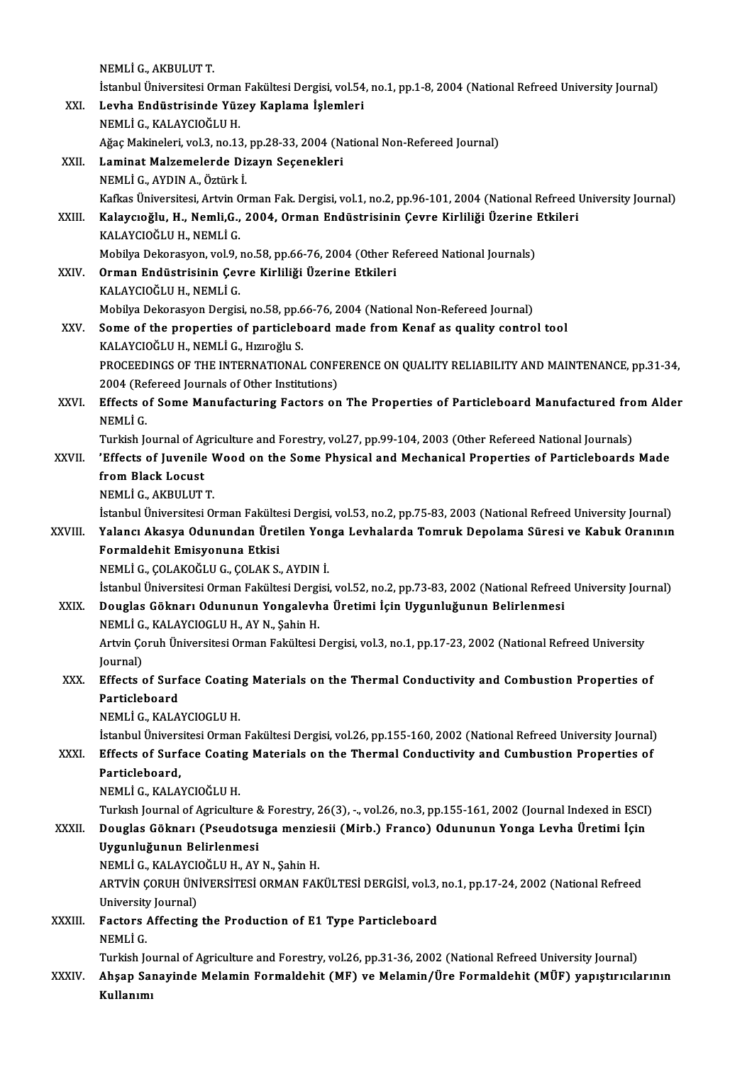NEMLİ G., AKBULUT T.
İstanbul Üniversitesi Orman Fakültesi Dergisi, vol.54, no.1, pp.1-8, 2004 (National Refreed University Journal)

XXI. **Levha Endüstrisinde Yüzey Kaplama İşlemleri**
NEMLİ G., KALAYCIOĞLU H.
Ağaç Makineleri, vol.3, no.13, pp.28-33, 2004 (National Non-Refereed Journal)

XXII. **Laminat Malzemelerde Dizayn Seçenekleri**
NEMLİ G., AYDIN A., Öztürk İ.
Kafkas Üniversitesi, Artvin Orman Fak. Dergisi, vol.1, no.2, pp.96-101, 2004 (National Refreed University Journal)

XXIII. **Kalaycıoğlu, H., Nemli,G., 2004, Orman Endüstrisinin Çevre Kirliliği Üzerine Etkileri**
KALAYCIOĞLU H., NEMLİ G.
Mobilya Dekorasyon, vol.9, no.58, pp.66-76, 2004 (Other Refereed National Journals)

XXIV. **Orman Endüstrisinin Çevre Kirliliği Üzerine Etkileri**
KALAYCIOĞLU H., NEMLİ G.
Mobilya Dekorasyon Dergisi, no.58, pp.66-76, 2004 (National Non-Refereed Journal)

XXV. **Some of the properties of particleboard made from Kenaf as quality control tool**
KALAYCIOĞLU H., NEMLİ G., Hızıroğlu S.
PROCEEDINGS OF THE INTERNATIONAL CONFERENCE ON QUALITY RELIABILITY AND MAINTENANCE, pp.31-34, 2004 (Refereed Journals of Other Institutions)

XXVI. **Effects of Some Manufacturing Factors on The Properties of Particleboard Manufactured from Alder**
NEMLİ G.
Turkish Journal of Agriculture and Forestry, vol.27, pp.99-104, 2003 (Other Refereed National Journals)

XXVII. **'Effects of Juvenile Wood on the Some Physical and Mechanical Properties of Particleboards Made from Black Locust**
NEMLİ G., AKBULUT T.
İstanbul Üniversitesi Orman Fakültesi Dergisi, vol.53, no.2, pp.75-83, 2003 (National Refreed University Journal)

XXVIII. **Yalancı Akasya Odunundan Üretilen Yonga Levhalarda Tomruk Depolama Süresi ve Kabuk Oranının Formaldehit Emisyonuna Etkisi**
NEMLİ G., ÇOLAKOĞLU G., ÇOLAK S., AYDIN İ.
İstanbul Üniversitesi Orman Fakültesi Dergisi, vol.52, no.2, pp.73-83, 2002 (National Refreed University Journal)

XXIX. **Douglas Göknarı Odununun Yongalevha Üretimi İçin Uygunluğunun Belirlenmesi**
NEMLİ G., KALAYCIOGLU H., AY N., Şahin H.
Artvin Çoruh Üniversitesi Orman Fakültesi Dergisi, vol.3, no.1, pp.17-23, 2002 (National Refreed University Journal)

XXX. **Effects of Surface Coating Materials on the Thermal Conductivity and Combustion Properties of Particleboard**
NEMLİ G., KALAYCIOGLU H.
İstanbul Üniversitesi Orman Fakültesi Dergisi, vol.26, pp.155-160, 2002 (National Refreed University Journal)

XXXI. **Effects of Surface Coating Materials on the Thermal Conductivity and Cumbustion Properties of Particleboard,**
NEMLİ G., KALAYCIOĞLU H.
Turkısh Journal of Agriculture & Forestry, 26(3), -, vol.26, no.3, pp.155-161, 2002 (Journal Indexed in ESCI)

XXXII. **Douglas Göknarı (Pseudotsuga menziesii (Mirb.) Franco) Odununun Yonga Levha Üretimi İçin Uygunluğunun Belirlenmesi**
NEMLİ G., KALAYCIOĞLU H., AY N., Şahin H.
ARTVİN ÇORUH ÜNİVERSİTESİ ORMAN FAKÜLTESİ DERGİSİ, vol.3, no.1, pp.17-24, 2002 (National Refreed University Journal)

XXXIII. **Factors Affecting the Production of E1 Type Particleboard**
NEMLİ G.
Turkish Journal of Agriculture and Forestry, vol.26, pp.31-36, 2002 (National Refreed University Journal)

XXXIV. **Ahşap Sanayinde Melamin Formaldehit (MF) ve Melamin/Üre Formaldehit (MÜF) yapıştırıcılarının Kullanımı**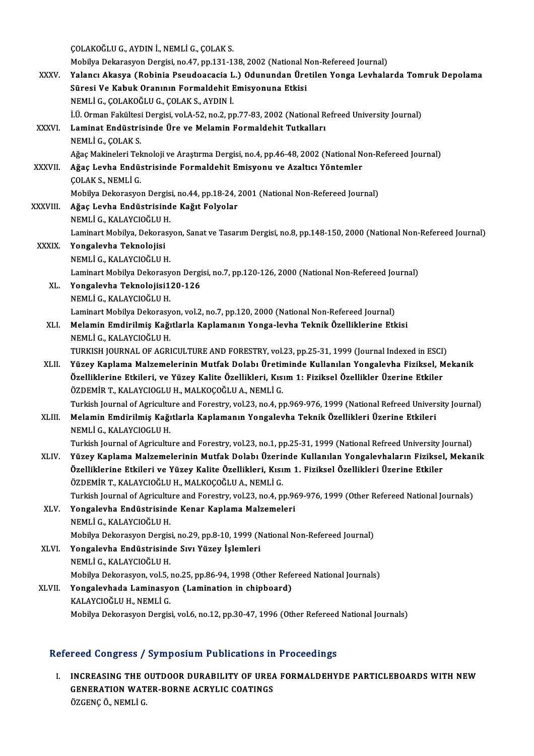ÇOLAKOĞLU G., AYDIN İ., NEMLİ G., ÇOLAK S.
Mobilya Dekarasyon Dergisi, no.47, pp.131-138, 2002 (National Non-Refereed Journal)

XXXV. **Yalancı Akasya (Robinia Pseudoacacia L.) Odunundan Üretilen Yonga Levhalarda Tomruk Depolama Süresi Ve Kabuk Oranının Formaldehit Emisyonuna Etkisi**
NEMLİ G., ÇOLAKOĞLU G., ÇOLAK S., AYDIN İ.
İ.Ü. Orman Fakültesi Dergisi, vol.A-52, no.2, pp.77-83, 2002 (National Refreed University Journal)

XXXVI. **Laminat Endüstrisinde Üre ve Melamin Formaldehit Tutkalları**
NEMLİ G., ÇOLAK S.
Ağaç Makineleri Teknoloji ve Araştırma Dergisi, no.4, pp.46-48, 2002 (National Non-Refereed Journal)

XXXVII. **Ağaç Levha Endüstrisinde Formaldehit Emisyonu ve Azaltıcı Yöntemler**
ÇOLAK S., NEMLİ G.
Mobilya Dekorasyon Dergisi, no.44, pp.18-24, 2001 (National Non-Refereed Journal)

XXXVIII. **Ağaç Levha Endüstrisinde Kağıt Folyolar**
NEMLİ G., KALAYCIOĞLU H.
Laminart Mobilya, Dekorasyon, Sanat ve Tasarım Dergisi, no.8, pp.148-150, 2000 (National Non-Refereed Journal)

XXXIX. **Yongalevha Teknolojisi**
NEMLİ G., KALAYCIOĞLU H.
Laminart Mobilya Dekorasyon Dergisi, no.7, pp.120-126, 2000 (National Non-Refereed Journal)

XL. **Yongalevha Teknolojisi120-126**
NEMLİ G., KALAYCIOĞLU H.
Laminart Mobilya Dekorasyon, vol.2, no.7, pp.120, 2000 (National Non-Refereed Journal)

XLI. **Melamin Emdirilmiş Kağıtlarla Kaplamanın Yonga-levha Teknik Özelliklerine Etkisi**
NEMLİ G., KALAYCIOĞLU H.
TURKISH JOURNAL OF AGRICULTURE AND FORESTRY, vol.23, pp.25-31, 1999 (Journal Indexed in ESCI)

XLII. **Yüzey Kaplama Malzemelerinin Mutfak Dolabı Üretiminde Kullanılan Yongalevha Fiziksel, Mekanik Özelliklerine Etkileri, ve Yüzey Kalite Özellikleri, Kısım 1: Fiziksel Özellikler Üzerine Etkiler**
ÖZDEMİR T., KALAYCIOGLU H., MALKOÇOĞLU A., NEMLİ G.
Turkish Journal of Agriculture and Forestry, vol.23, no.4, pp.969-976, 1999 (National Refreed University Journal)

XLIII. **Melamin Emdirilmiş Kağıtlarla Kaplamanın Yongalevha Teknik Özellikleri Üzerine Etkileri**
NEMLİ G., KALAYCIOGLU H.
Turkish Journal of Agriculture and Forestry, vol.23, no.1, pp.25-31, 1999 (National Refreed University Journal)

XLIV. **Yüzey Kaplama Malzemelerinin Mutfak Dolabı Üzerinde Kullanılan Yongalevhaların Fiziksel, Mekanik Özelliklerine Etkileri ve Yüzey Kalite Özellikleri, Kısım 1. Fiziksel Özellikleri Üzerine Etkiler**
ÖZDEMİR T., KALAYCIOĞLU H., MALKOÇOĞLU A., NEMLİ G.
Turkish Journal of Agriculture and Forestry, vol.23, no.4, pp.969-976, 1999 (Other Refereed National Journals)

XLV. **Yongalevha Endüstrisinde Kenar Kaplama Malzemeleri**
NEMLİ G., KALAYCIOĞLU H.
Mobilya Dekorasyon Dergisi, no.29, pp.8-10, 1999 (National Non-Refereed Journal)

XLVI. **Yongalevha Endüstrisinde Sıvı Yüzey İşlemleri**
NEMLİ G., KALAYCIOĞLU H.
Mobilya Dekorasyon, vol.5, no.25, pp.86-94, 1998 (Other Refereed National Journals)

XLVII. **Yongalevhada Laminasyon (Lamination in chipboard)**
KALAYCIOĞLU H., NEMLİ G.
Mobilya Dekorasyon Dergisi, vol.6, no.12, pp.30-47, 1996 (Other Refereed National Journals)

## Refereed Congress / Symposium Publications in Proceedings

I. **INCREASING THE OUTDOOR DURABILITY OF UREA FORMALDEHYDE PARTICLEBOARDS WITH NEW GENERATION WATER-BORNE ACRYLIC COATINGS**
ÖZGENÇ Ö., NEMLİ G.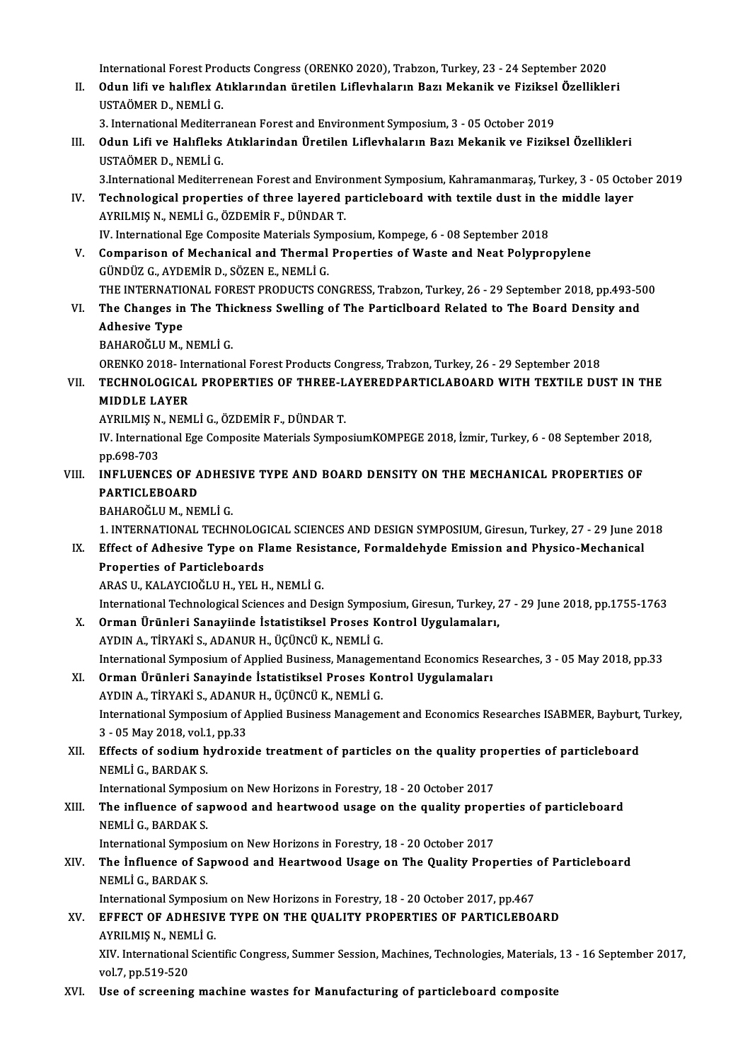International Forest Products Congress (ORENKO 2020), Trabzon, Turkey, 23 - 24 September 2020

II. **Odun lifi ve halıflex Atıklarından üretilen Liflevhaların Bazı Mekanik ve Fiziksel Özellikleri**
USTAÖMER D., NEMLİ G.
3. International Mediterranean Forest and Environment Symposium, 3 - 05 October 2019

III. **Odun Lifi ve Halıfleks Atıklarindan Üretilen Liflevhaların Bazı Mekanik ve Fiziksel Özellikleri**
USTAÖMER D., NEMLİ G.
3.International Mediterrenean Forest and Environment Symposium, Kahramanmaraş, Turkey, 3 - 05 October 2019

IV. **Technological properties of three layered particleboard with textile dust in the middle layer**
AYRILMIŞ N., NEMLİ G., ÖZDEMİR F., DÜNDAR T.
IV. International Ege Composite Materials Symposium, Kompege, 6 - 08 September 2018

V. **Comparison of Mechanical and Thermal Properties of Waste and Neat Polypropylene**
GÜNDÜZ G., AYDEMİR D., SÖZEN E., NEMLİ G.
THE INTERNATIONAL FOREST PRODUCTS CONGRESS, Trabzon, Turkey, 26 - 29 September 2018, pp.493-500

VI. **The Changes in The Thickness Swelling of The Particlboard Related to The Board Density and Adhesive Type**
BAHAROĞLU M., NEMLİ G.
ORENKO 2018- International Forest Products Congress, Trabzon, Turkey, 26 - 29 September 2018

VII. **TECHNOLOGICAL PROPERTIES OF THREE-LAYEREDPARTICLABOARD WITH TEXTILE DUST IN THE MIDDLE LAYER**
AYRILMIŞ N., NEMLİ G., ÖZDEMİR F., DÜNDAR T.
IV. International Ege Composite Materials SymposiumKOMPEGE 2018, İzmir, Turkey, 6 - 08 September 2018, pp.698-703

VIII. **INFLUENCES OF ADHESIVE TYPE AND BOARD DENSITY ON THE MECHANICAL PROPERTIES OF PARTICLEBOARD**
BAHAROĞLU M., NEMLİ G.
1. INTERNATIONAL TECHNOLOGICAL SCIENCES AND DESIGN SYMPOSIUM, Giresun, Turkey, 27 - 29 June 2018

IX. **Effect of Adhesive Type on Flame Resistance, Formaldehyde Emission and Physico-Mechanical Properties of Particleboards**
ARAS U., KALAYCIOĞLU H., YEL H., NEMLİ G.
International Technological Sciences and Design Symposium, Giresun, Turkey, 27 - 29 June 2018, pp.1755-1763

X. **Orman Ürünleri Sanayiinde İstatistiksel Proses Kontrol Uygulamaları,**
AYDIN A., TİRYAKİ S., ADANUR H., ÜÇÜNCÜ K., NEMLİ G.
International Symposium of Applied Business, Managementand Economics Researches, 3 - 05 May 2018, pp.33

XI. **Orman Ürünleri Sanayinde İstatistiksel Proses Kontrol Uygulamaları**
AYDIN A., TİRYAKİ S., ADANUR H., ÜÇÜNCÜ K., NEMLİ G.
International Symposium of Applied Business Management and Economics Researches ISABMER, Bayburt, Turkey, 3 - 05 May 2018, vol.1, pp.33

XII. **Effects of sodium hydroxide treatment of particles on the quality properties of particleboard**
NEMLİ G., BARDAK S.
International Symposium on New Horizons in Forestry, 18 - 20 October 2017

XIII. **The influence of sapwood and heartwood usage on the quality properties of particleboard**
NEMLİ G., BARDAK S.
International Symposium on New Horizons in Forestry, 18 - 20 October 2017

XIV. **The İnfluence of Sapwood and Heartwood Usage on The Quality Properties of Particleboard**
NEMLİ G., BARDAK S.
International Symposium on New Horizons in Forestry, 18 - 20 October 2017, pp.467

XV. **EFFECT OF ADHESIVE TYPE ON THE QUALITY PROPERTIES OF PARTICLEBOARD**
AYRILMIŞ N., NEMLİ G.
XIV. International Scientific Congress, Summer Session, Machines, Technologies, Materials, 13 - 16 September 2017, vol.7, pp.519-520

XVI. **Use of screening machine wastes for Manufacturing of particleboard composite**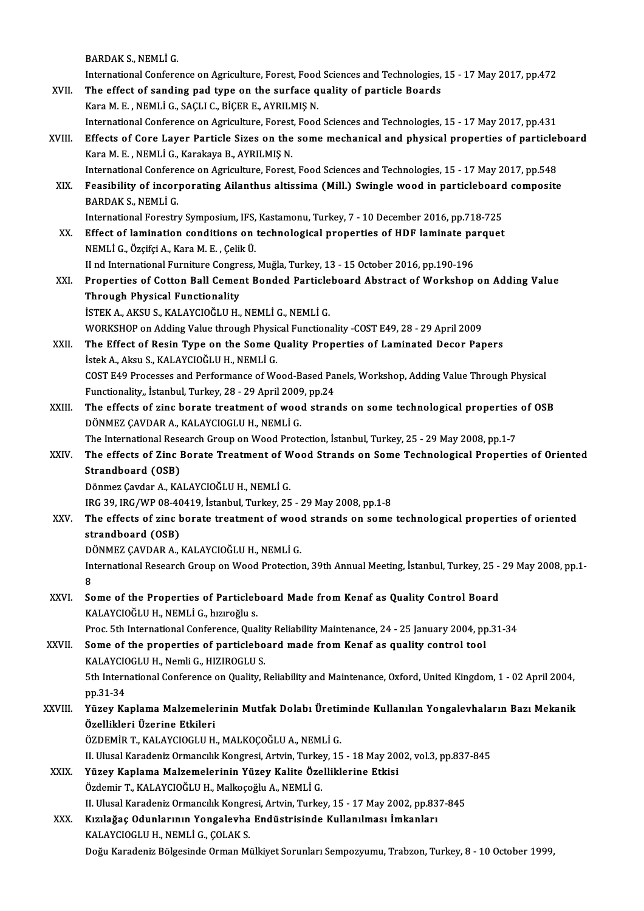BARDAK S., NEMLİ G.

International Conference on Agriculture, Forest, Food Sciences and Technologies, 15 - 17 May 2017, pp.472

XVII. **The effect of sanding pad type on the surface quality of particle Boards**
Kara M. E. , NEMLİ G., SAÇLI C., BİÇER E., AYRILMIŞ N.
International Conference on Agriculture, Forest, Food Sciences and Technologies, 15 - 17 May 2017, pp.431

XVIII. **Effects of Core Layer Particle Sizes on the some mechanical and physical properties of particleboard**
Kara M. E. , NEMLİ G., Karakaya B., AYRILMIŞ N.
International Conference on Agriculture, Forest, Food Sciences and Technologies, 15 - 17 May 2017, pp.548

XIX. **Feasibility of incorporating Ailanthus altissima (Mill.) Swingle wood in particleboard composite**
BARDAK S., NEMLİ G.
International Forestry Symposium, IFS, Kastamonu, Turkey, 7 - 10 December 2016, pp.718-725

XX. **Effect of lamination conditions on technological properties of HDF laminate parquet**
NEMLİ G., Özçifçi A., Kara M. E. , Çelik Ü.
II nd International Furniture Congress, Muğla, Turkey, 13 - 15 October 2016, pp.190-196

XXI. **Properties of Cotton Ball Cement Bonded Particleboard Abstract of Workshop on Adding Value Through Physical Functionality**
İSTEK A., AKSU S., KALAYCIOĞLU H., NEMLİ G., NEMLİ G.
WORKSHOP on Adding Value through Physical Functionality -COST E49, 28 - 29 April 2009

XXII. **The Effect of Resin Type on the Some Quality Properties of Laminated Decor Papers**
İstek A., Aksu S., KALAYCIOĞLU H., NEMLİ G.
COST E49 Processes and Performance of Wood-Based Panels, Workshop, Adding Value Through Physical Functionality,, İstanbul, Turkey, 28 - 29 April 2009, pp.24

XXIII. **The effects of zinc borate treatment of wood strands on some technological properties of OSB**
DÖNMEZ ÇAVDAR A., KALAYCIOGLU H., NEMLİ G.
The International Research Group on Wood Protection, İstanbul, Turkey, 25 - 29 May 2008, pp.1-7

XXIV. **The effects of Zinc Borate Treatment of Wood Strands on Some Technological Properties of Oriented Strandboard (OSB)**
Dönmez Çavdar A., KALAYCIOĞLU H., NEMLİ G.
IRG 39, IRG/WP 08-40419, İstanbul, Turkey, 25 - 29 May 2008, pp.1-8

XXV. **The effects of zinc borate treatment of wood strands on some technological properties of oriented strandboard (OSB)**
DÖNMEZ ÇAVDAR A., KALAYCIOĞLU H., NEMLİ G.
International Research Group on Wood Protection, 39th Annual Meeting, İstanbul, Turkey, 25 - 29 May 2008, pp.1-8

XXVI. **Some of the Properties of Particleboard Made from Kenaf as Quality Control Board**
KALAYCIOĞLU H., NEMLİ G., hızıroğlu s.
Proc. 5th International Conference, Quality Reliability Maintenance, 24 - 25 January 2004, pp.31-34

XXVII. **Some of the properties of particleboard made from Kenaf as quality control tool**
KALAYCIOGLU H., Nemli G., HIZIROGLU S.
5th International Conference on Quality, Reliability and Maintenance, Oxford, United Kingdom, 1 - 02 April 2004, pp.31-34

XXVIII. **Yüzey Kaplama Malzemelerinin Mutfak Dolabı Üretiminde Kullanılan Yongalevhaların Bazı Mekanik Özellikleri Üzerine Etkileri**
ÖZDEMİR T., KALAYCIOGLU H., MALKOÇOĞLU A., NEMLİ G.
II. Ulusal Karadeniz Ormancılık Kongresi, Artvin, Turkey, 15 - 18 May 2002, vol.3, pp.837-845

XXIX. **Yüzey Kaplama Malzemelerinin Yüzey Kalite Özelliklerine Etkisi**
Özdemir T., KALAYCIOĞLU H., Malkoçoğlu A., NEMLİ G.
II. Ulusal Karadeniz Ormancılık Kongresi, Artvin, Turkey, 15 - 17 May 2002, pp.837-845

XXX. **Kızılağaç Odunlarının Yongalevha Endüstrisinde Kullanılması İmkanları**
KALAYCIOGLU H., NEMLİ G., ÇOLAK S.
Doğu Karadeniz Bölgesinde Orman Mülkiyet Sorunları Sempozyumu, Trabzon, Turkey, 8 - 10 October 1999,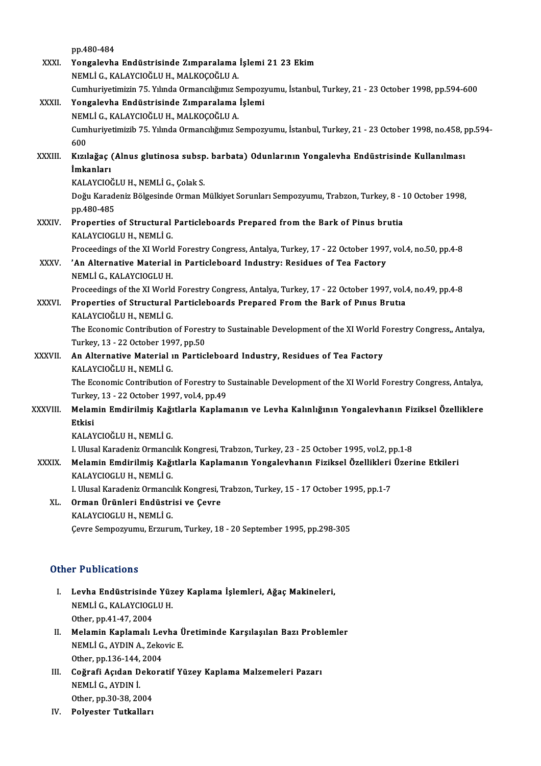pp.480-484

XXXI. **Yongalevha Endüstrisinde Zımparalama İşlemi 21 23 Ekim**
NEMLİ G., KALAYCIOĞLU H., MALKOÇOĞLU A.
Cumhuriyetimizin 75. Yılında Ormancılığımız Sempozyumu, İstanbul, Turkey, 21 - 23 October 1998, pp.594-600

XXXII. **Yongalevha Endüstrisinde Zımparalama İşlemi**
NEMLİ G., KALAYCIOĞLU H., MALKOÇOĞLU A.
Cumhuriyetimizib 75. Yılında Ormancılığımız Sempozyumu, İstanbul, Turkey, 21 - 23 October 1998, no.458, pp.594-600

XXXIII. **Kızılağaç (Alnus glutinosa subsp. barbata) Odunlarının Yongalevha Endüstrisinde Kullanılması İmkanları**
KALAYCIOĞLU H., NEMLİ G., Çolak S.
Doğu Karadeniz Bölgesinde Orman Mülkiyet Sorunları Sempozyumu, Trabzon, Turkey, 8 - 10 October 1998, pp.480-485

XXXIV. **Properties of Structural Particleboards Prepared from the Bark of Pinus brutia**
KALAYCIOGLU H., NEMLİ G.
Proceedings of the XI World Forestry Congress, Antalya, Turkey, 17 - 22 October 1997, vol.4, no.50, pp.4-8

XXXV. **'An Alternative Material in Particleboard Industry: Residues of Tea Factory**
NEMLİ G., KALAYCIOGLU H.
Proceedings of the XI World Forestry Congress, Antalya, Turkey, 17 - 22 October 1997, vol.4, no.49, pp.4-8

XXXVI. **Properties of Structural Particleboards Prepared From the Bark of Pınus Brutıa**
KALAYCIOĞLU H., NEMLİ G.
The Economic Contribution of Forestry to Sustainable Development of the XI World Forestry Congress,, Antalya, Turkey, 13 - 22 October 1997, pp.50

XXXVII. **An Alternative Material ın Particleboard Industry, Residues of Tea Factory**
KALAYCIOĞLU H., NEMLİ G.
The Economic Contribution of Forestry to Sustainable Development of the XI World Forestry Congress, Antalya, Turkey, 13 - 22 October 1997, vol.4, pp.49

XXXVIII. **Melamin Emdirilmiş Kağıtlarla Kaplamanın ve Levha Kalınlığının Yongalevhanın Fiziksel Özelliklere Etkisi**
KALAYCIOĞLU H., NEMLİ G.
I. Ulusal Karadeniz Ormancılık Kongresi, Trabzon, Turkey, 23 - 25 October 1995, vol.2, pp.1-8

XXXIX. **Melamin Emdirilmiş Kağıtlarla Kaplamanın Yongalevhanın Fiziksel Özellikleri Üzerine Etkileri**
KALAYCIOGLU H., NEMLİ G.
I. Ulusal Karadeniz Ormancılık Kongresi, Trabzon, Turkey, 15 - 17 October 1995, pp.1-7

XL. **Orman Ürünleri Endüstrisi ve Çevre**
KALAYCIOGLU H., NEMLİ G.
Çevre Sempozyumu, Erzurum, Turkey, 18 - 20 September 1995, pp.298-305

## Other Publications

I. **Levha Endüstrisinde Yüzey Kaplama İşlemleri, Ağaç Makineleri,**
NEMLİ G., KALAYCIOGLU H.
Other, pp.41-47, 2004

II. **Melamin Kaplamalı Levha Üretiminde Karşılaşılan Bazı Problemler**
NEMLİ G., AYDIN A., Zekovic E.
Other, pp.136-144, 2004

III. **Coğrafi Açıdan Dekoratif Yüzey Kaplama Malzemeleri Pazarı**
NEMLİ G., AYDIN İ.
Other, pp.30-38, 2004

IV. **Polyester Tutkalları**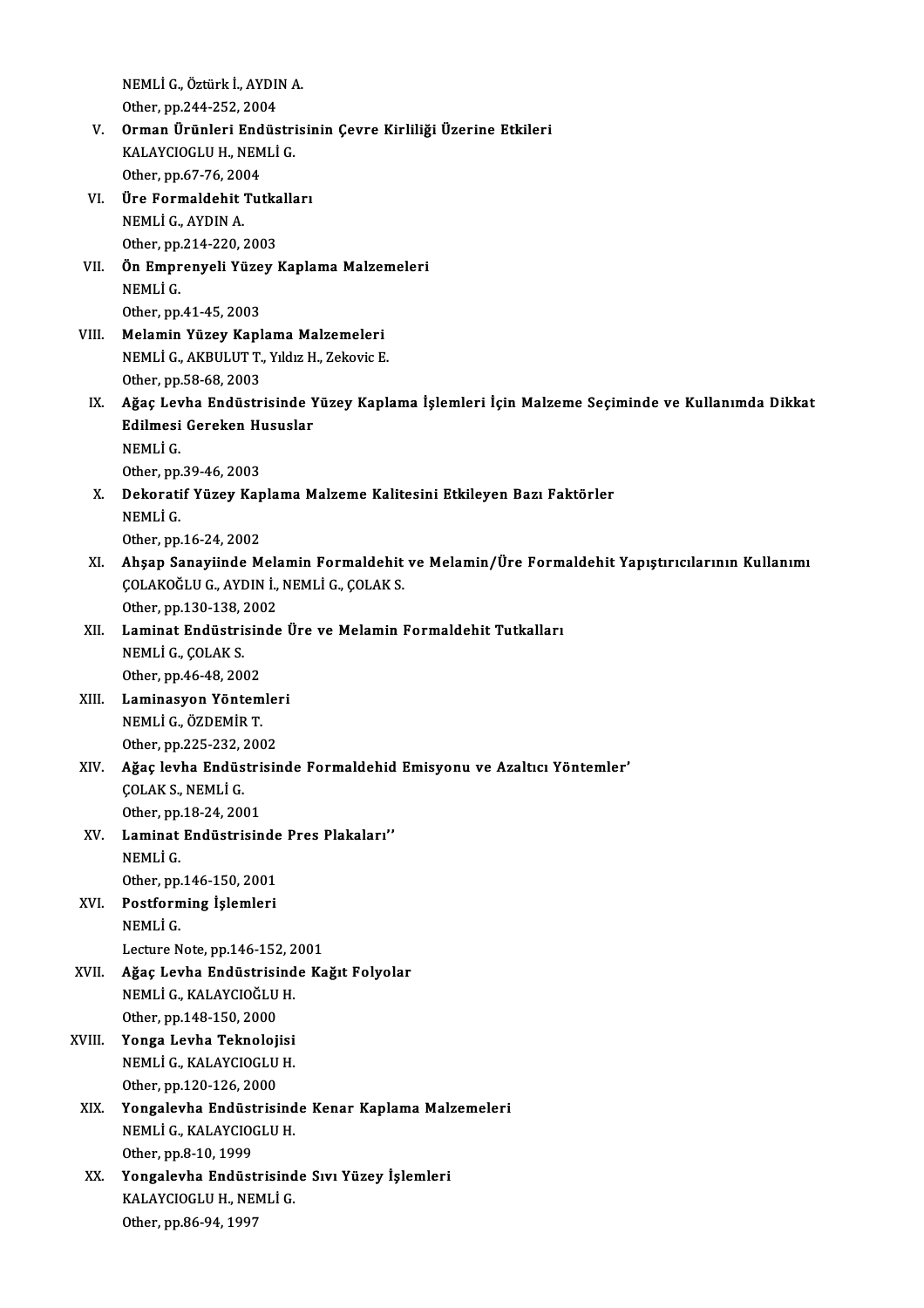NEMLİ G., Öztürk İ., AYDIN A.
Other, pp.244-252, 2004

V. **Orman Ürünleri Endüstrisinin Çevre Kirliliği Üzerine Etkileri**
KALAYCIOGLU H., NEMLİ G.
Other, pp.67-76, 2004

VI. **Üre Formaldehit Tutkalları**
NEMLİ G., AYDIN A.
Other, pp.214-220, 2003

VII. **Ön Emprenyeli Yüzey Kaplama Malzemeleri**
NEMLİ G.
Other, pp.41-45, 2003

VIII. **Melamin Yüzey Kaplama Malzemeleri**
NEMLİ G., AKBULUT T., Yıldız H., Zekovic E.
Other, pp.58-68, 2003

IX. **Ağaç Levha Endüstrisinde Yüzey Kaplama İşlemleri İçin Malzeme Seçiminde ve Kullanımda Dikkat Edilmesi Gereken Hususlar**
NEMLİ G.
Other, pp.39-46, 2003

X. **Dekoratif Yüzey Kaplama Malzeme Kalitesini Etkileyen Bazı Faktörler**
NEMLİ G.
Other, pp.16-24, 2002

XI. **Ahşap Sanayiinde Melamin Formaldehit ve Melamin/Üre Formaldehit Yapıştırıcılarının Kullanımı**
ÇOLAKOĞLU G., AYDIN İ., NEMLİ G., ÇOLAK S.
Other, pp.130-138, 2002

XII. **Laminat Endüstrisinde Üre ve Melamin Formaldehit Tutkalları**
NEMLİ G., ÇOLAK S.
Other, pp.46-48, 2002

XIII. **Laminasyon Yöntemleri**
NEMLİ G., ÖZDEMİR T.
Other, pp.225-232, 2002

XIV. **Ağaç levha Endüstrisinde Formaldehid Emisyonu ve Azaltıcı Yöntemler'**
ÇOLAK S., NEMLİ G.
Other, pp.18-24, 2001

XV. **Laminat Endüstrisinde Pres Plakaları''**
NEMLİ G.
Other, pp.146-150, 2001

XVI. **Postforming İşlemleri**
NEMLİ G.
Lecture Note, pp.146-152, 2001

XVII. **Ağaç Levha Endüstrisinde Kağıt Folyolar**
NEMLİ G., KALAYCIOĞLU H.
Other, pp.148-150, 2000

XVIII. **Yonga Levha Teknolojisi**
NEMLİ G., KALAYCIOGLU H.
Other, pp.120-126, 2000

XIX. **Yongalevha Endüstrisinde Kenar Kaplama Malzemeleri**
NEMLİ G., KALAYCIOGLU H.
Other, pp.8-10, 1999

XX. **Yongalevha Endüstrisinde Sıvı Yüzey İşlemleri**
KALAYCIOGLU H., NEMLİ G.
Other, pp.86-94, 1997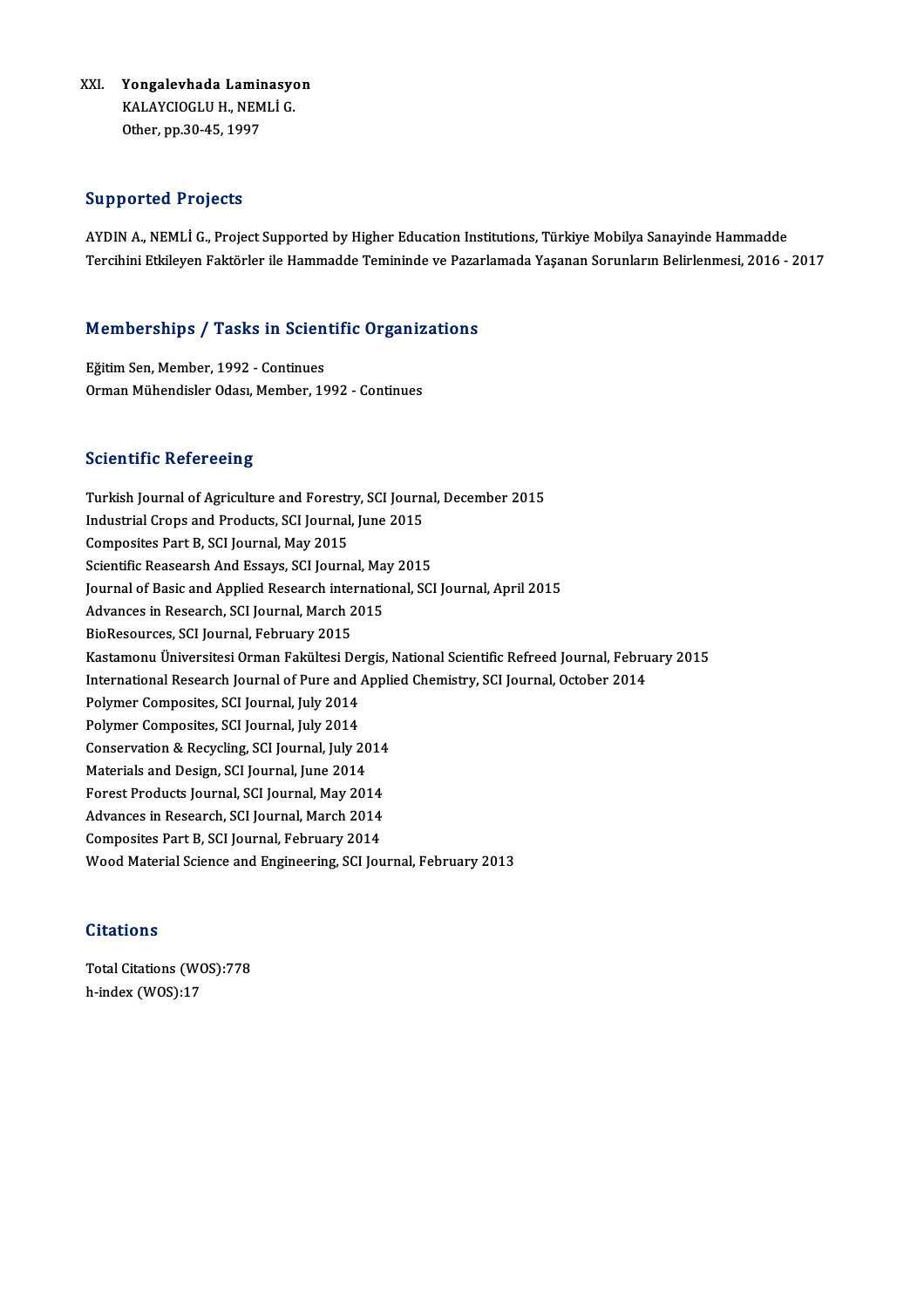XXI. **Yongalevhada Laminasyon**
KALAYCIOGLU H., NEMLİ G.
Other, pp.30-45, 1997

## Supported Projects

AYDIN A., NEMLİ G., Project Supported by Higher Education Institutions, Türkiye Mobilya Sanayinde Hammadde Tercihini Etkileyen Faktörler ile Hammadde Temininde ve Pazarlamada Yaşanan Sorunların Belirlenmesi, 2016 - 2017

## Memberships / Tasks in Scientific Organizations

Eğitim Sen, Member, 1992 - Continues
Orman Mühendisler Odası, Member, 1992 - Continues

## Scientific Refereeing

Turkish Journal of Agriculture and Forestry, SCI Journal, December 2015
Industrial Crops and Products, SCI Journal, June 2015
Composites Part B, SCI Journal, May 2015
Scientific Reasearsh And Essays, SCI Journal, May 2015
Journal of Basic and Applied Research international, SCI Journal, April 2015
Advances in Research, SCI Journal, March 2015
BioResources, SCI Journal, February 2015
Kastamonu Üniversitesi Orman Fakültesi Dergis, National Scientific Refreed Journal, February 2015
International Research Journal of Pure and Applied Chemistry, SCI Journal, October 2014
Polymer Composites, SCI Journal, July 2014
Polymer Composites, SCI Journal, July 2014
Conservation & Recycling, SCI Journal, July 2014
Materials and Design, SCI Journal, June 2014
Forest Products Journal, SCI Journal, May 2014
Advances in Research, SCI Journal, March 2014
Composites Part B, SCI Journal, February 2014
Wood Material Science and Engineering, SCI Journal, February 2013

## Citations

Total Citations (WOS):778
h-index (WOS):17